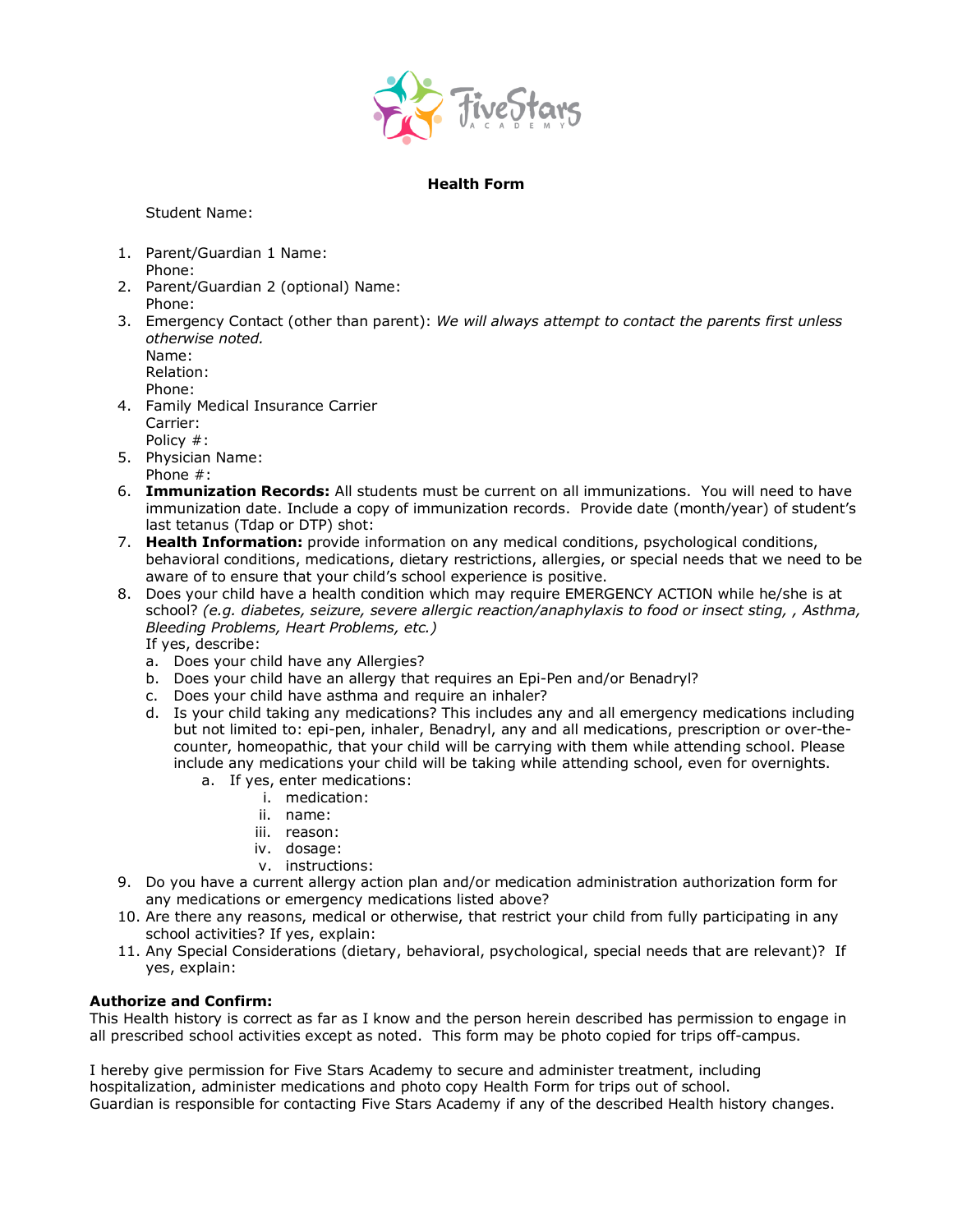# Health Form

Student Name:

1. Parent/Guardian 1 Name:
   Phone:
2. Parent/Guardian 2 (optional) Name:
   Phone:
3. Emergency Contact (other than parent): *We will always attempt to contact the parents first unless otherwise noted.*
   Name:
   Relation:
   Phone:
4. Family Medical Insurance Carrier
   Carrier:
   Policy #:
5. Physician Name:
   Phone #:
6. **Immunization Records:** All students must be current on all immunizations. You will need to have immunization date. Include a copy of immunization records. Provide date (month/year) of student's last tetanus (Tdap or DTP) shot:
7. **Health Information:** provide information on any medical conditions, psychological conditions, behavioral conditions, medications, dietary restrictions, allergies, or special needs that we need to be aware of to ensure that your child's school experience is positive.
8. Does your child have a health condition which may require EMERGENCY ACTION while he/she is at school? *(e.g. diabetes, seizure, severe allergic reaction/anaphylaxis to food or insect sting, , Asthma, Bleeding Problems, Heart Problems, etc.)*
   If yes, describe:
   a. Does your child have any Allergies?
   b. Does your child have an allergy that requires an Epi-Pen and/or Benadryl?
   c. Does your child have asthma and require an inhaler?
   d. Is your child taking any medications? This includes any and all emergency medications including but not limited to: epi-pen, inhaler, Benadryl, any and all medications, prescription or over-the-counter, homeopathic, that your child will be carrying with them while attending school. Please include any medications your child will be taking while attending school, even for overnights.
      a. If yes, enter medications:
         i. medication:
         ii. name:
         iii. reason:
         iv. dosage:
         v. instructions:
9. Do you have a current allergy action plan and/or medication administration authorization form for any medications or emergency medications listed above?
10. Are there any reasons, medical or otherwise, that restrict your child from fully participating in any school activities? If yes, explain:
11. Any Special Considerations (dietary, behavioral, psychological, special needs that are relevant)? If yes, explain:

**Authorize and Confirm:**
This Health history is correct as far as I know and the person herein described has permission to engage in all prescribed school activities except as noted. This form may be photo copied for trips off-campus.

I hereby give permission for Five Stars Academy to secure and administer treatment, including hospitalization, administer medications and photo copy Health Form for trips out of school.
Guardian is responsible for contacting Five Stars Academy if any of the described Health history changes.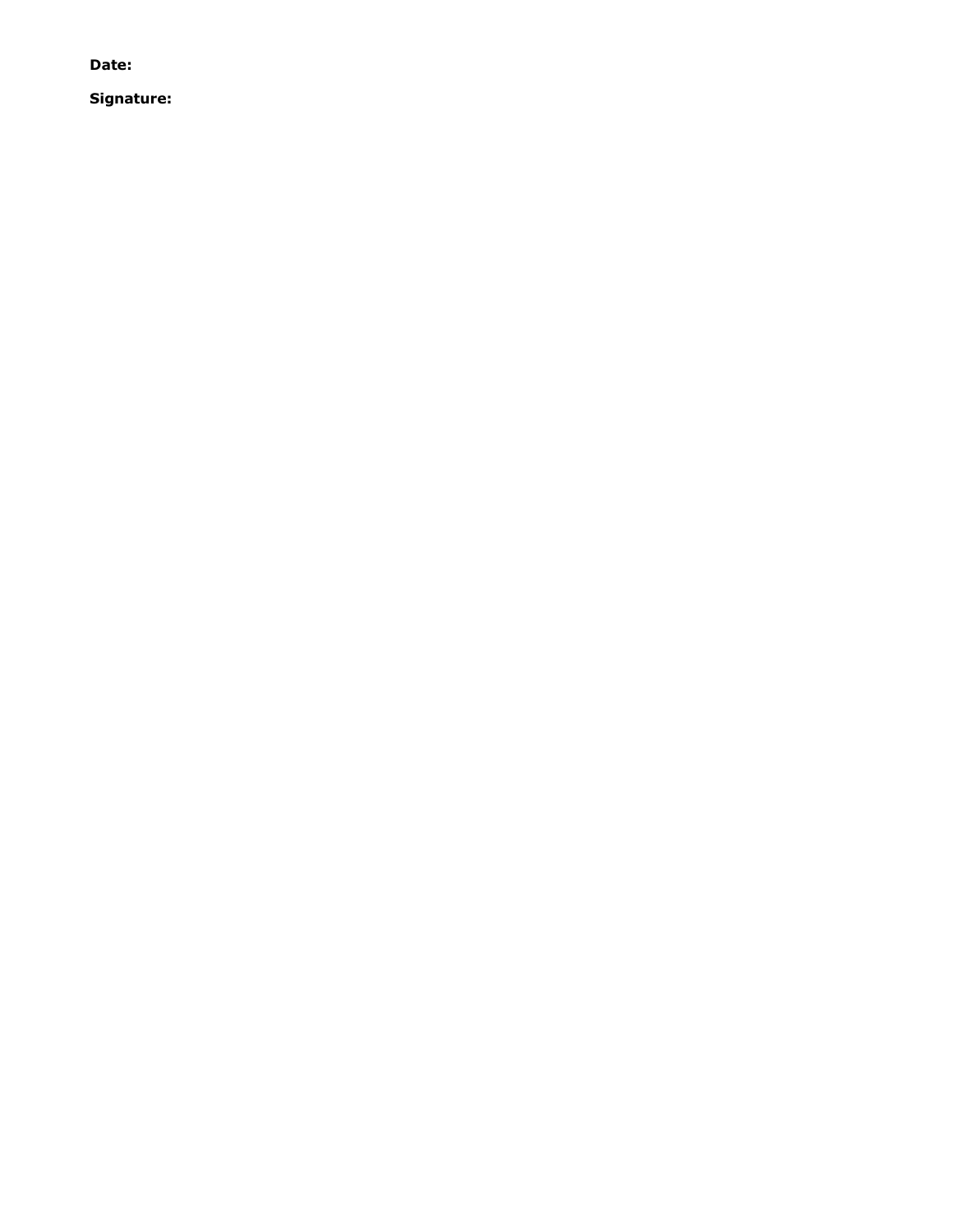**Date:**

**Signature:**